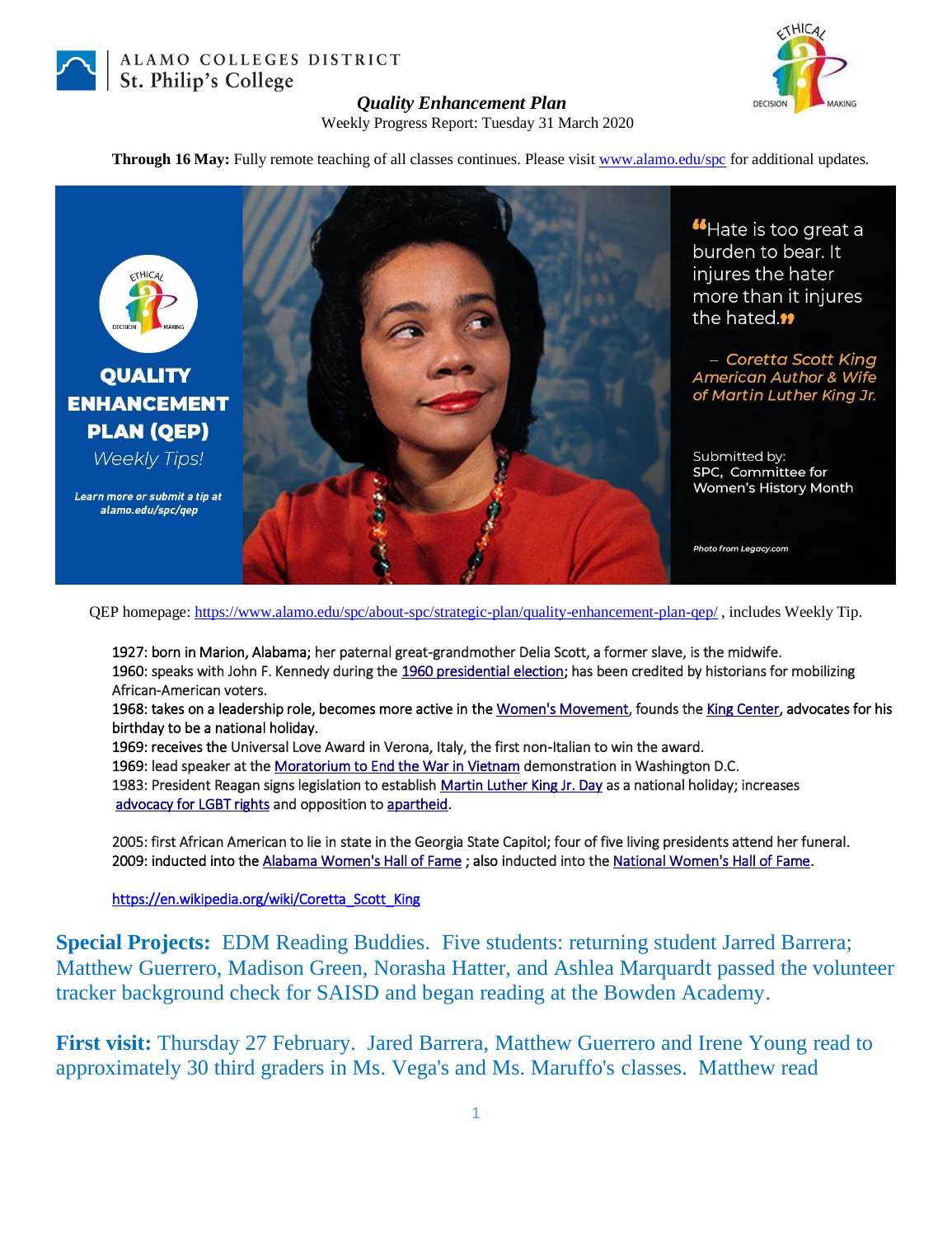ALAMO COLLEGES DISTRICT
St. Philip's College

***Quality Enhancement Plan***

Weekly Progress Report: Tuesday 31 March 2020

**Through 16 May:** Fully remote teaching of all classes continues. Please visit www.alamo.edu/spc for additional updates.

**QUALITY ENHANCEMENT PLAN (QEP)**
*Weekly Tips!*

*Learn more or submit a tip at alamo.edu/spc/qep*

"Hate is too great a burden to bear. It injures the hater more than it injures the hated."

*– Coretta Scott King*
*American Author & Wife of Martin Luther King Jr.*

Submitted by:
SPC, Committee for Women's History Month

*Photo from Legacy.com*

QEP homepage: https://www.alamo.edu/spc/about-spc/strategic-plan/quality-enhancement-plan-qep/ , includes Weekly Tip.

1927: born in Marion, Alabama; her paternal great-grandmother Delia Scott, a former slave, is the midwife.
1960: speaks with John F. Kennedy during the 1960 presidential election; has been credited by historians for mobilizing African-American voters.
1968: takes on a leadership role, becomes more active in the Women's Movement, founds the King Center, advocates for his birthday to be a national holiday.
1969: receives the Universal Love Award in Verona, Italy, the first non-Italian to win the award.
1969: lead speaker at the Moratorium to End the War in Vietnam demonstration in Washington D.C.
1983: President Reagan signs legislation to establish Martin Luther King Jr. Day as a national holiday; increases advocacy for LGBT rights and opposition to apartheid.

2005: first African American to lie in state in the Georgia State Capitol; four of five living presidents attend her funeral.
2009: inducted into the Alabama Women's Hall of Fame ; also inducted into the National Women's Hall of Fame.

https://en.wikipedia.org/wiki/Coretta_Scott_King

**Special Projects:** EDM Reading Buddies. Five students: returning student Jarred Barrera; Matthew Guerrero, Madison Green, Norasha Hatter, and Ashlea Marquardt passed the volunteer tracker background check for SAISD and began reading at the Bowden Academy.

**First visit:** Thursday 27 February. Jared Barrera, Matthew Guerrero and Irene Young read to approximately 30 third graders in Ms. Vega's and Ms. Maruffo's classes. Matthew read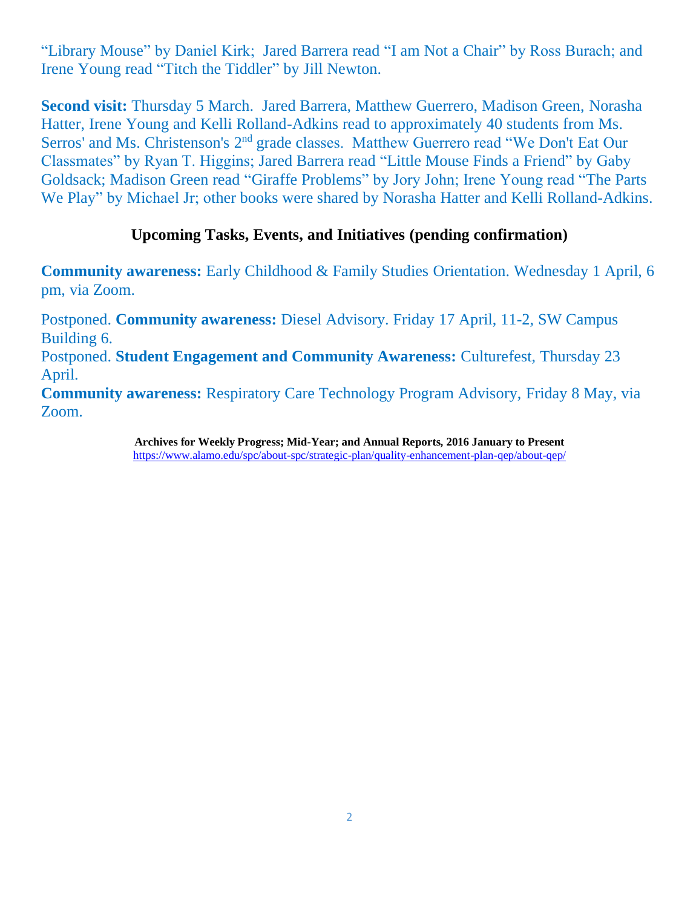"Library Mouse" by Daniel Kirk;  Jared Barrera read "I am Not a Chair" by Ross Burach; and Irene Young read "Titch the Tiddler" by Jill Newton.

**Second visit:** Thursday 5 March.  Jared Barrera, Matthew Guerrero, Madison Green, Norasha Hatter, Irene Young and Kelli Rolland-Adkins read to approximately 40 students from Ms. Serros' and Ms. Christenson's 2nd grade classes.  Matthew Guerrero read "We Don't Eat Our Classmates" by Ryan T. Higgins; Jared Barrera read "Little Mouse Finds a Friend" by Gaby Goldsack; Madison Green read "Giraffe Problems" by Jory John; Irene Young read "The Parts We Play" by Michael Jr; other books were shared by Norasha Hatter and Kelli Rolland-Adkins.

## Upcoming Tasks, Events, and Initiatives (pending confirmation)

**Community awareness:** Early Childhood & Family Studies Orientation. Wednesday 1 April, 6 pm, via Zoom.

Postponed. **Community awareness:** Diesel Advisory. Friday 17 April, 11-2, SW Campus Building 6.
Postponed. **Student Engagement and Community Awareness:** Culturefest, Thursday 23 April.
**Community awareness:** Respiratory Care Technology Program Advisory, Friday 8 May, via Zoom.

**Archives for Weekly Progress; Mid-Year; and Annual Reports, 2016 January to Present**
https://www.alamo.edu/spc/about-spc/strategic-plan/quality-enhancement-plan-qep/about-qep/